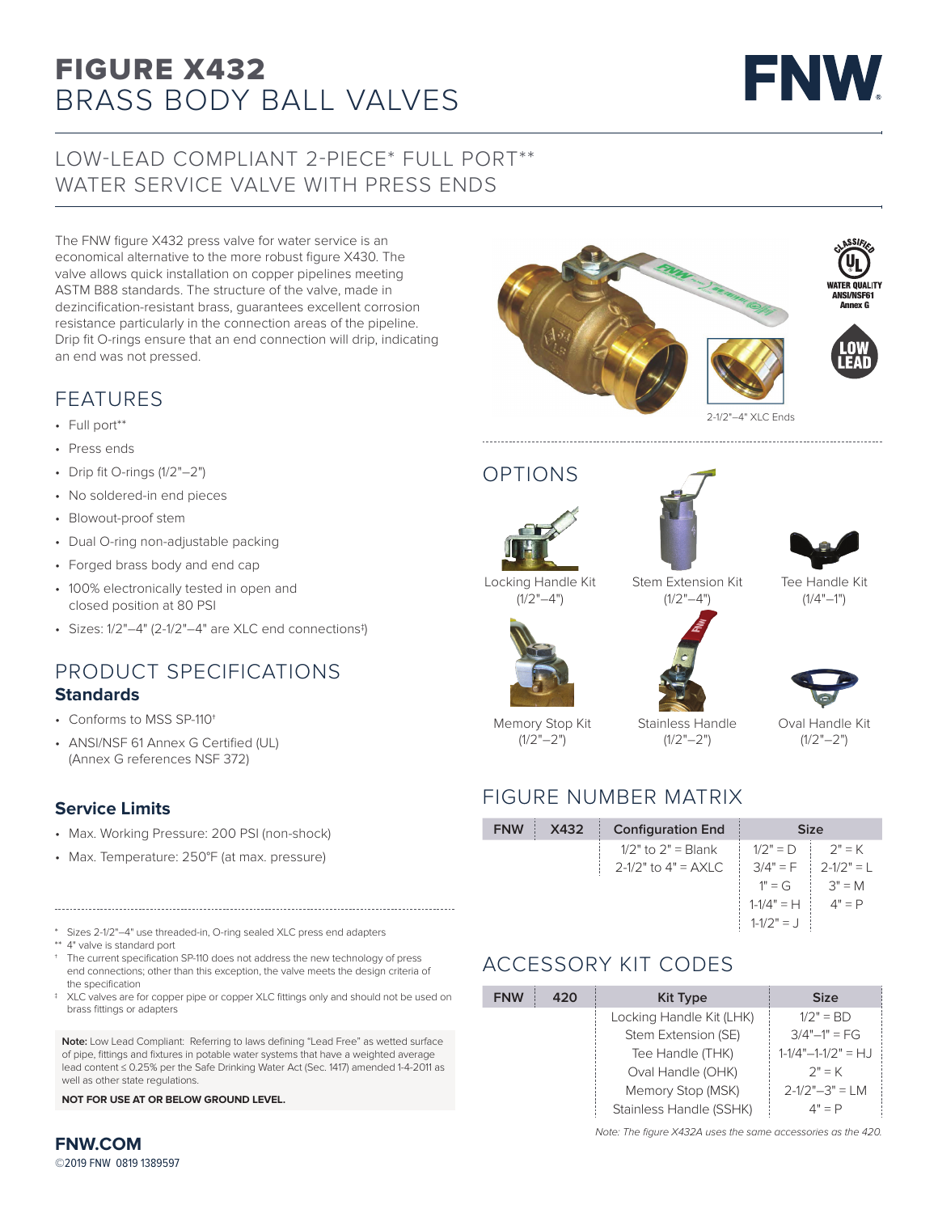# FIGURE X432
# BRASS BODY BALL VALVES

## LOW-LEAD COMPLIANT 2-PIECE* FULL PORT** WATER SERVICE VALVE WITH PRESS ENDS

The FNW figure X432 press valve for water service is an economical alternative to the more robust figure X430. The valve allows quick installation on copper pipelines meeting ASTM B88 standards. The structure of the valve, made in dezincification-resistant brass, guarantees excellent corrosion resistance particularly in the connection areas of the pipeline. Drip fit O-rings ensure that an end connection will drip, indicating an end was not pressed.

2-1/2"–4" XLC Ends

## FEATURES

- Full port**
- Press ends
- Drip fit O-rings (1/2"–2")
- No soldered-in end pieces
- Blowout-proof stem
- Dual O-ring non-adjustable packing
- Forged brass body and end cap
- 100% electronically tested in open and closed position at 80 PSI
- Sizes: 1/2"–4" (2-1/2"–4" are XLC end connections‡)

## PRODUCT SPECIFICATIONS

### Standards

- Conforms to MSS SP-110†
- ANSI/NSF 61 Annex G Certified (UL) (Annex G references NSF 372)

### Service Limits

- Max. Working Pressure: 200 PSI (non-shock)
- Max. Temperature: 250°F (at max. pressure)

\* Sizes 2-1/2"–4" use threaded-in, O-ring sealed XLC press end adapters
** 4" valve is standard port
† The current specification SP-110 does not address the new technology of press end connections; other than this exception, the valve meets the design criteria of the specification
‡ XLC valves are for copper pipe or copper XLC fittings only and should not be used on brass fittings or adapters

**Note:** Low Lead Compliant: Referring to laws defining "Lead Free" as wetted surface of pipe, fittings and fixtures in potable water systems that have a weighted average lead content ≤ 0.25% per the Safe Drinking Water Act (Sec. 1417) amended 1-4-2011 as well as other state regulations.

**NOT FOR USE AT OR BELOW GROUND LEVEL.**

## OPTIONS

- Locking Handle Kit (1/2"–4")
- Stem Extension Kit (1/2"–4")
- Tee Handle Kit (1/4"–1")
- Memory Stop Kit (1/2"–2")
- Stainless Handle (1/2"–2")
- Oval Handle Kit (1/2"–2")

## FIGURE NUMBER MATRIX

| FNW | X432 | Configuration End | Size | |
|---|---|---|---|---|
| | | 1/2" to 2" = Blank | 1/2" = D | 2" = K |
| | | 2-1/2" to 4" = AXLC | 3/4" = F | 2-1/2" = L |
| | | | 1" = G | 3" = M |
| | | | 1-1/4" = H | 4" = P |
| | | | 1-1/2" = J | |

## ACCESSORY KIT CODES

| FNW | 420 | Kit Type | Size |
|---|---|---|---|
| | | Locking Handle Kit (LHK) | 1/2" = BD |
| | | Stem Extension (SE) | 3/4"–1" = FG |
| | | Tee Handle (THK) | 1-1/4"–1-1/2" = HJ |
| | | Oval Handle (OHK) | 2" = K |
| | | Memory Stop (MSK) | 2-1/2"–3" = LM |
| | | Stainless Handle (SSHK) | 4" = P |

*Note: The figure X432A uses the same accessories as the 420.*

**FNW.COM**
©2019 FNW 0819 1389597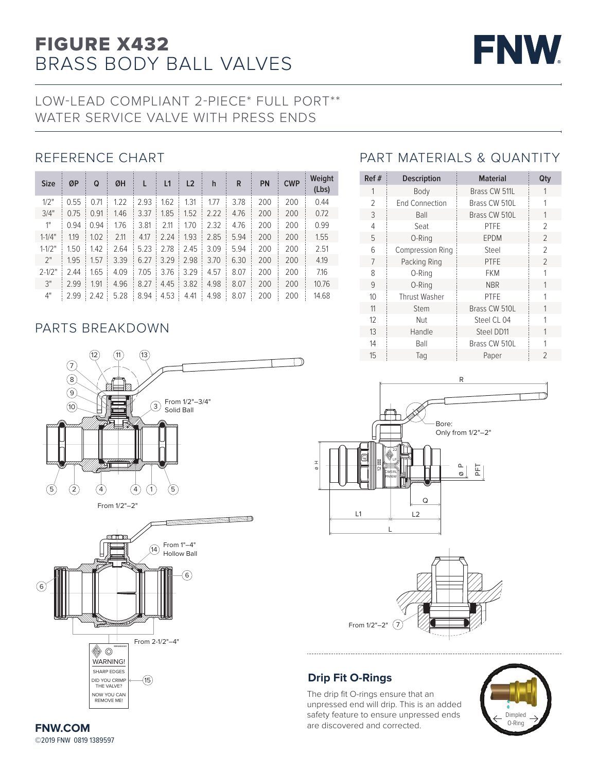# FIGURE X432
# BRASS BODY BALL VALVES

## LOW-LEAD COMPLIANT 2-PIECE* FULL PORT** WATER SERVICE VALVE WITH PRESS ENDS

## REFERENCE CHART

| Size | ØP | Q | ØH | L | L1 | L2 | h | R | PN | CWP | Weight (Lbs) |
|---|---|---|---|---|---|---|---|---|---|---|---|
| 1/2" | 0.55 | 0.71 | 1.22 | 2.93 | 1.62 | 1.31 | 1.77 | 3.78 | 200 | 200 | 0.44 |
| 3/4" | 0.75 | 0.91 | 1.46 | 3.37 | 1.85 | 1.52 | 2.22 | 4.76 | 200 | 200 | 0.72 |
| 1" | 0.94 | 0.94 | 1.76 | 3.81 | 2.11 | 1.70 | 2.32 | 4.76 | 200 | 200 | 0.99 |
| 1-1/4" | 1.19 | 1.02 | 2.11 | 4.17 | 2.24 | 1.93 | 2.85 | 5.94 | 200 | 200 | 1.55 |
| 1-1/2" | 1.50 | 1.42 | 2.64 | 5.23 | 2.78 | 2.45 | 3.09 | 5.94 | 200 | 200 | 2.51 |
| 2" | 1.95 | 1.57 | 3.39 | 6.27 | 3.29 | 2.98 | 3.70 | 6.30 | 200 | 200 | 4.19 |
| 2-1/2" | 2.44 | 1.65 | 4.09 | 7.05 | 3.76 | 3.29 | 4.57 | 8.07 | 200 | 200 | 7.16 |
| 3" | 2.99 | 1.91 | 4.96 | 8.27 | 4.45 | 3.82 | 4.98 | 8.07 | 200 | 200 | 10.76 |
| 4" | 2.99 | 2.42 | 5.28 | 8.94 | 4.53 | 4.41 | 4.98 | 8.07 | 200 | 200 | 14.68 |

## PART MATERIALS & QUANTITY

| Ref # | Description | Material | Qty |
|---|---|---|---|
| 1 | Body | Brass CW 511L | 1 |
| 2 | End Connection | Brass CW 510L | 1 |
| 3 | Ball | Brass CW 510L | 1 |
| 4 | Seat | PTFE | 2 |
| 5 | O-Ring | EPDM | 2 |
| 6 | Compression Ring | Steel | 2 |
| 7 | Packing Ring | PTFE | 2 |
| 8 | O-Ring | FKM | 1 |
| 9 | O-Ring | NBR | 1 |
| 10 | Thrust Washer | PTFE | 1 |
| 11 | Stem | Brass CW 510L | 1 |
| 12 | Nut | Steel CL 04 | 1 |
| 13 | Handle | Steel DD11 | 1 |
| 14 | Ball | Brass CW 510L | 1 |
| 15 | Tag | Paper | 2 |

## PARTS BREAKDOWN

From 1/2"–3/4" Solid Ball

From 1/2"–2"

From 1"–4" Hollow Ball

From 2-1/2"–4"

WARNING! SHARP EDGES DID YOU CRIMP THE VALVE? NOW YOU CAN REMOVE ME!

Bore: Only from 1/2"–2"

From 1/2"–2"

### Drip Fit O-Rings

The drip fit O-rings ensure that an unpressed end will drip. This is an added safety feature to ensure unpressed ends are discovered and corrected.

Dimpled O-Ring

**FNW.COM**

©2019 FNW 0819 1389597